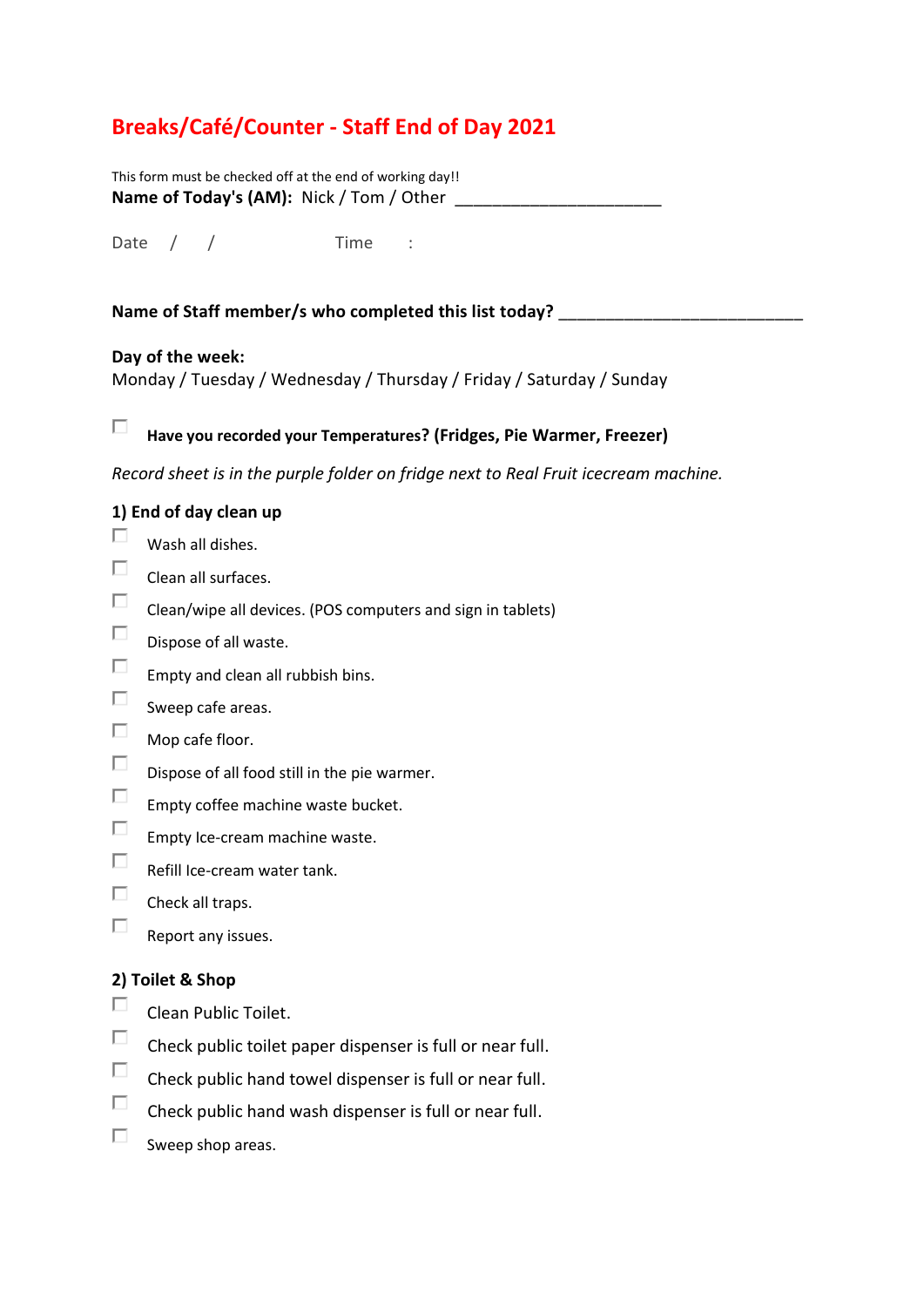# Breaks/Café/Counter - Staff End of Day 2021

This form must be checked off at the end of working day!!

**Name of Today's (AM):** Nick / Tom / Other ______________________

Date / / Time :

**Name of Staff member/s who completed this list today?** __________________________

**Day of the week:**
Monday / Tuesday / Wednesday / Thursday / Friday / Saturday / Sunday

- [ ] **Have you recorded your Temperatures? (Fridges, Pie Warmer, Freezer)**

*Record sheet is in the purple folder on fridge next to Real Fruit icecream machine.*

### 1) End of day clean up

- [ ] Wash all dishes.
- [ ] Clean all surfaces.
- [ ] Clean/wipe all devices. (POS computers and sign in tablets)
- [ ] Dispose of all waste.
- [ ] Empty and clean all rubbish bins.
- [ ] Sweep cafe areas.
- [ ] Mop cafe floor.
- [ ] Dispose of all food still in the pie warmer.
- [ ] Empty coffee machine waste bucket.
- [ ] Empty Ice-cream machine waste.
- [ ] Refill Ice-cream water tank.
- [ ] Check all traps.
- [ ] Report any issues.

### 2) Toilet & Shop

- [ ] Clean Public Toilet.
- [ ] Check public toilet paper dispenser is full or near full.
- [ ] Check public hand towel dispenser is full or near full.
- [ ] Check public hand wash dispenser is full or near full.
- [ ] Sweep shop areas.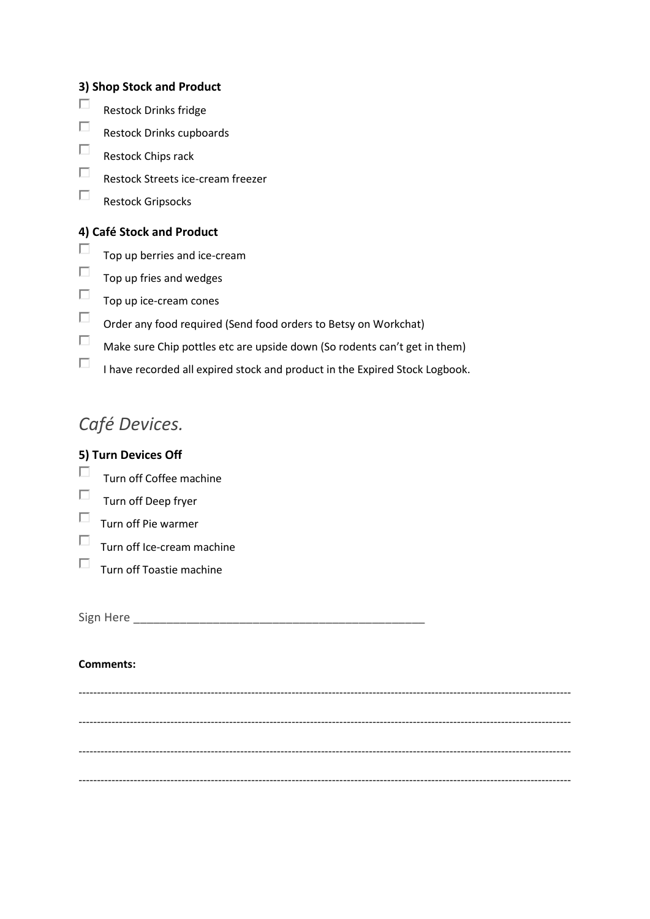**3) Shop Stock and Product**

- [ ] Restock Drinks fridge
- [ ] Restock Drinks cupboards
- [ ] Restock Chips rack
- [ ] Restock Streets ice-cream freezer
- [ ] Restock Gripsocks

**4) Café Stock and Product**

- [ ] Top up berries and ice-cream
- [ ] Top up fries and wedges
- [ ] Top up ice-cream cones
- [ ] Order any food required (Send food orders to Betsy on Workchat)
- [ ] Make sure Chip pottles etc are upside down (So rodents can't get in them)
- [ ] I have recorded all expired stock and product in the Expired Stock Logbook.

## *Café Devices.*

**5) Turn Devices Off**

- [ ] Turn off Coffee machine
- [ ] Turn off Deep fryer
- [ ] Turn off Pie warmer
- [ ] Turn off Ice-cream machine
- [ ] Turn off Toastie machine

Sign Here _______________________________________________

**Comments:**

---

---

---

---